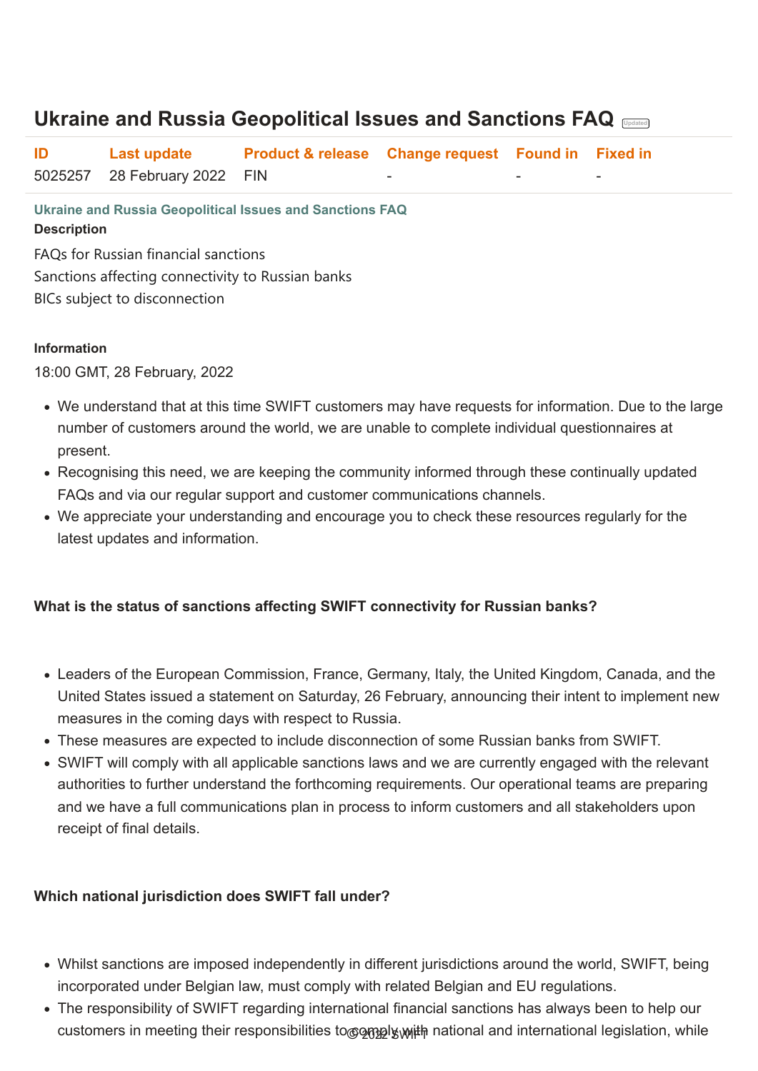# Ukraine and Russia Geopolitical Issues and Sanctions FAQ

| ID | Last update | Product & release | Change request | Found in | Fixed in |
| --- | --- | --- | --- | --- | --- |
| 5025257 | 28 February 2022 | FIN | - | - | - |

**Ukraine and Russia Geopolitical Issues and Sanctions FAQ**

**Description**

FAQs for Russian financial sanctions
Sanctions affecting connectivity to Russian banks
BICs subject to disconnection

**Information**

18:00 GMT, 28 February, 2022

- We understand that at this time SWIFT customers may have requests for information. Due to the large number of customers around the world, we are unable to complete individual questionnaires at present.
- Recognising this need, we are keeping the community informed through these continually updated FAQs and via our regular support and customer communications channels.
- We appreciate your understanding and encourage you to check these resources regularly for the latest updates and information.

**What is the status of sanctions affecting SWIFT connectivity for Russian banks?**

- Leaders of the European Commission, France, Germany, Italy, the United Kingdom, Canada, and the United States issued a statement on Saturday, 26 February, announcing their intent to implement new measures in the coming days with respect to Russia.
- These measures are expected to include disconnection of some Russian banks from SWIFT.
- SWIFT will comply with all applicable sanctions laws and we are currently engaged with the relevant authorities to further understand the forthcoming requirements. Our operational teams are preparing and we have a full communications plan in process to inform customers and all stakeholders upon receipt of final details.

**Which national jurisdiction does SWIFT fall under?**

- Whilst sanctions are imposed independently in different jurisdictions around the world, SWIFT, being incorporated under Belgian law, must comply with related Belgian and EU regulations.
- The responsibility of SWIFT regarding international financial sanctions has always been to help our customers in meeting their responsibilities to comply with national and international legislation, while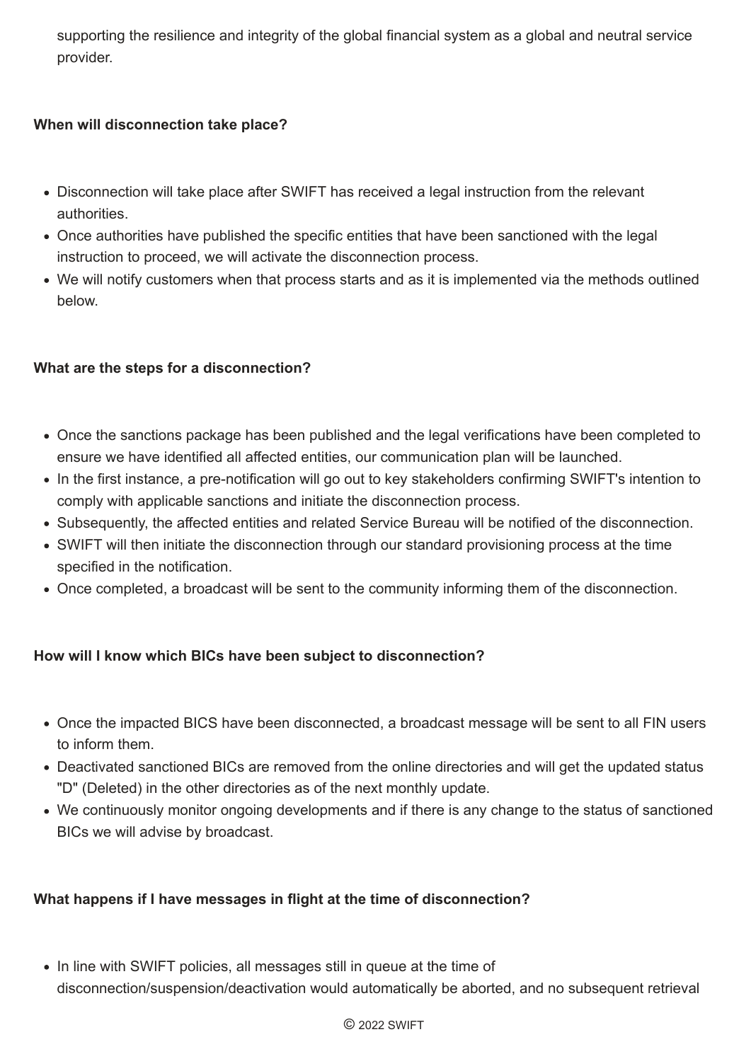supporting the resilience and integrity of the global financial system as a global and neutral service provider.

**When will disconnection take place?**

- Disconnection will take place after SWIFT has received a legal instruction from the relevant authorities.
- Once authorities have published the specific entities that have been sanctioned with the legal instruction to proceed, we will activate the disconnection process.
- We will notify customers when that process starts and as it is implemented via the methods outlined below.

**What are the steps for a disconnection?**

- Once the sanctions package has been published and the legal verifications have been completed to ensure we have identified all affected entities, our communication plan will be launched.
- In the first instance, a pre-notification will go out to key stakeholders confirming SWIFT's intention to comply with applicable sanctions and initiate the disconnection process.
- Subsequently, the affected entities and related Service Bureau will be notified of the disconnection.
- SWIFT will then initiate the disconnection through our standard provisioning process at the time specified in the notification.
- Once completed, a broadcast will be sent to the community informing them of the disconnection.

**How will I know which BICs have been subject to disconnection?**

- Once the impacted BICS have been disconnected, a broadcast message will be sent to all FIN users to inform them.
- Deactivated sanctioned BICs are removed from the online directories and will get the updated status "D" (Deleted) in the other directories as of the next monthly update.
- We continuously monitor ongoing developments and if there is any change to the status of sanctioned BICs we will advise by broadcast.

**What happens if I have messages in flight at the time of disconnection?**

- In line with SWIFT policies, all messages still in queue at the time of disconnection/suspension/deactivation would automatically be aborted, and no subsequent retrieval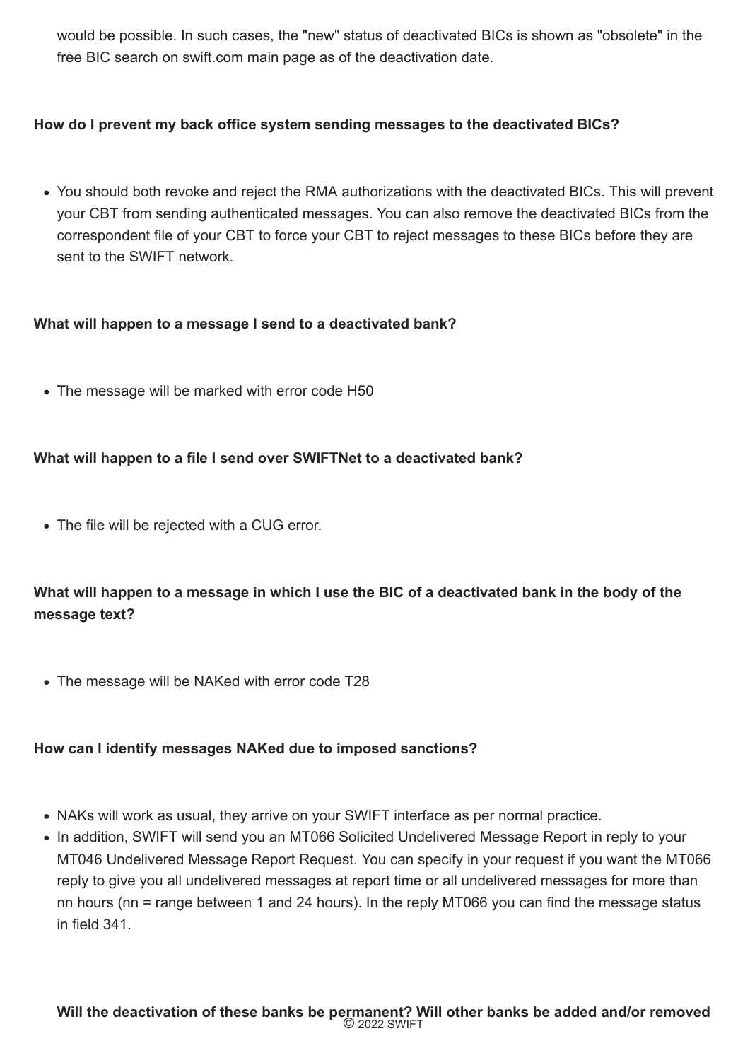would be possible. In such cases, the "new" status of deactivated BICs is shown as "obsolete" in the free BIC search on swift.com main page as of the deactivation date.

**How do I prevent my back office system sending messages to the deactivated BICs?**

- You should both revoke and reject the RMA authorizations with the deactivated BICs. This will prevent your CBT from sending authenticated messages. You can also remove the deactivated BICs from the correspondent file of your CBT to force your CBT to reject messages to these BICs before they are sent to the SWIFT network.

**What will happen to a message I send to a deactivated bank?**

- The message will be marked with error code H50

**What will happen to a file I send over SWIFTNet to a deactivated bank?**

- The file will be rejected with a CUG error.

**What will happen to a message in which I use the BIC of a deactivated bank in the body of the message text?**

- The message will be NAKed with error code T28

**How can I identify messages NAKed due to imposed sanctions?**

- NAKs will work as usual, they arrive on your SWIFT interface as per normal practice.
- In addition, SWIFT will send you an MT066 Solicited Undelivered Message Report in reply to your MT046 Undelivered Message Report Request. You can specify in your request if you want the MT066 reply to give you all undelivered messages at report time or all undelivered messages for more than nn hours (nn = range between 1 and 24 hours). In the reply MT066 you can find the message status in field 341.

**Will the deactivation of these banks be permanent? Will other banks be added and/or removed**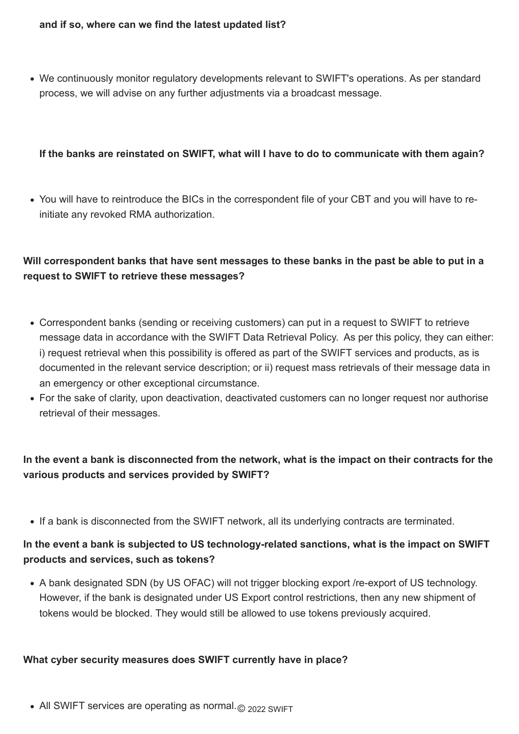**and if so, where can we find the latest updated list?**

- We continuously monitor regulatory developments relevant to SWIFT's operations. As per standard process, we will advise on any further adjustments via a broadcast message.

**If the banks are reinstated on SWIFT, what will I have to do to communicate with them again?**

- You will have to reintroduce the BICs in the correspondent file of your CBT and you will have to re-initiate any revoked RMA authorization.

**Will correspondent banks that have sent messages to these banks in the past be able to put in a request to SWIFT to retrieve these messages?**

- Correspondent banks (sending or receiving customers) can put in a request to SWIFT to retrieve message data in accordance with the SWIFT Data Retrieval Policy. As per this policy, they can either: i) request retrieval when this possibility is offered as part of the SWIFT services and products, as is documented in the relevant service description; or ii) request mass retrievals of their message data in an emergency or other exceptional circumstance.
- For the sake of clarity, upon deactivation, deactivated customers can no longer request nor authorise retrieval of their messages.

**In the event a bank is disconnected from the network, what is the impact on their contracts for the various products and services provided by SWIFT?**

- If a bank is disconnected from the SWIFT network, all its underlying contracts are terminated.

**In the event a bank is subjected to US technology-related sanctions, what is the impact on SWIFT products and services, such as tokens?**

- A bank designated SDN (by US OFAC) will not trigger blocking export /re-export of US technology. However, if the bank is designated under US Export control restrictions, then any new shipment of tokens would be blocked. They would still be allowed to use tokens previously acquired.

**What cyber security measures does SWIFT currently have in place?**

- All SWIFT services are operating as normal.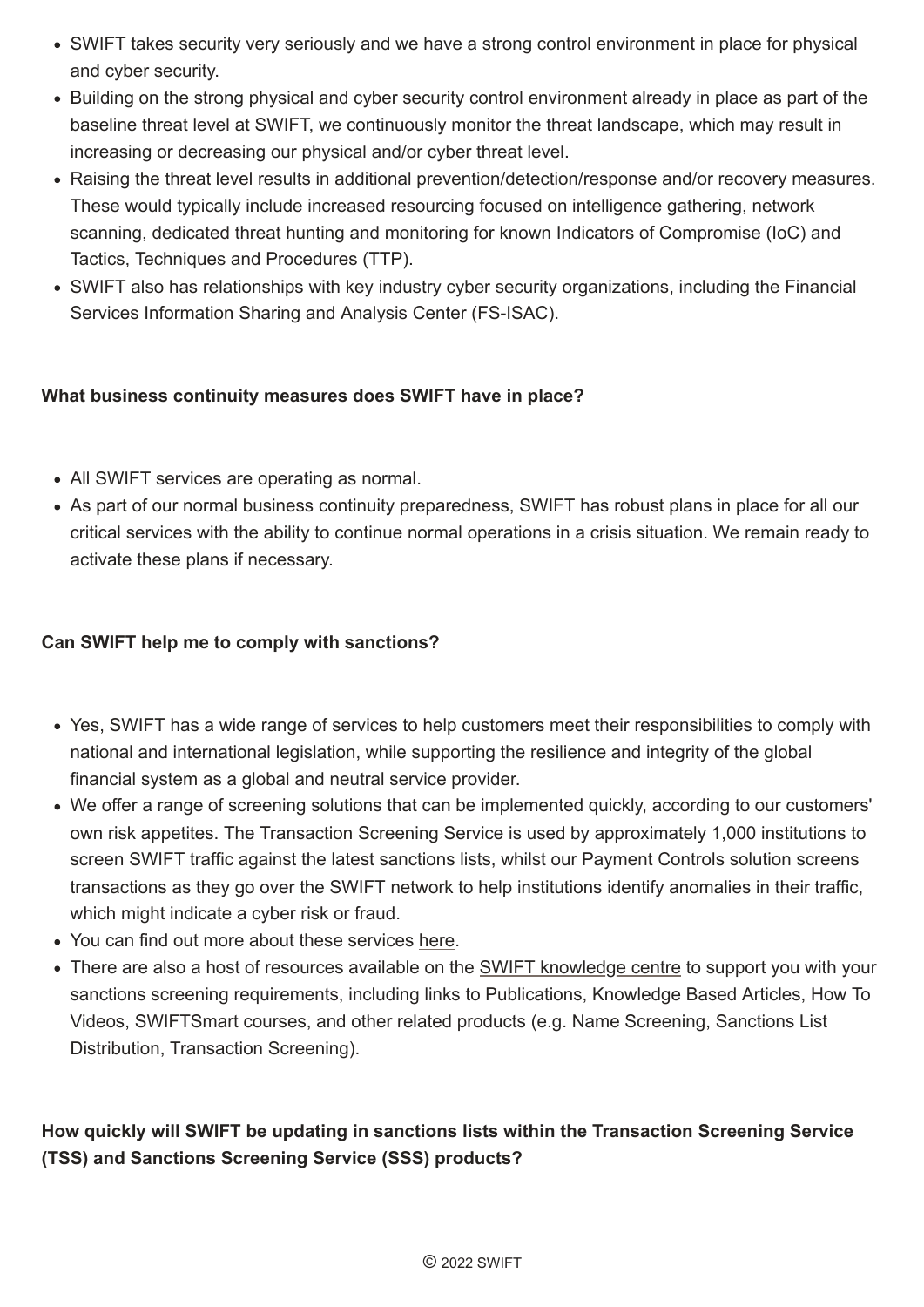- SWIFT takes security very seriously and we have a strong control environment in place for physical and cyber security.
- Building on the strong physical and cyber security control environment already in place as part of the baseline threat level at SWIFT, we continuously monitor the threat landscape, which may result in increasing or decreasing our physical and/or cyber threat level.
- Raising the threat level results in additional prevention/detection/response and/or recovery measures. These would typically include increased resourcing focused on intelligence gathering, network scanning, dedicated threat hunting and monitoring for known Indicators of Compromise (IoC) and Tactics, Techniques and Procedures (TTP).
- SWIFT also has relationships with key industry cyber security organizations, including the Financial Services Information Sharing and Analysis Center (FS-ISAC).

**What business continuity measures does SWIFT have in place?**

- All SWIFT services are operating as normal.
- As part of our normal business continuity preparedness, SWIFT has robust plans in place for all our critical services with the ability to continue normal operations in a crisis situation. We remain ready to activate these plans if necessary.

**Can SWIFT help me to comply with sanctions?**

- Yes, SWIFT has a wide range of services to help customers meet their responsibilities to comply with national and international legislation, while supporting the resilience and integrity of the global financial system as a global and neutral service provider.
- We offer a range of screening solutions that can be implemented quickly, according to our customers' own risk appetites. The Transaction Screening Service is used by approximately 1,000 institutions to screen SWIFT traffic against the latest sanctions lists, whilst our Payment Controls solution screens transactions as they go over the SWIFT network to help institutions identify anomalies in their traffic, which might indicate a cyber risk or fraud.
- You can find out more about these services here.
- There are also a host of resources available on the SWIFT knowledge centre to support you with your sanctions screening requirements, including links to Publications, Knowledge Based Articles, How To Videos, SWIFTSmart courses, and other related products (e.g. Name Screening, Sanctions List Distribution, Transaction Screening).

**How quickly will SWIFT be updating in sanctions lists within the Transaction Screening Service (TSS) and Sanctions Screening Service (SSS) products?**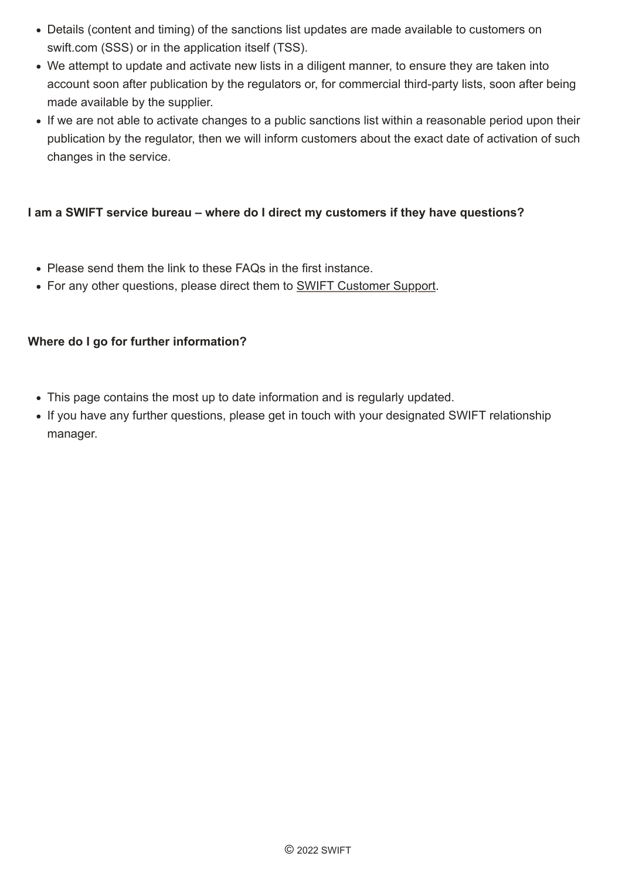- Details (content and timing) of the sanctions list updates are made available to customers on swift.com (SSS) or in the application itself (TSS).
- We attempt to update and activate new lists in a diligent manner, to ensure they are taken into account soon after publication by the regulators or, for commercial third-party lists, soon after being made available by the supplier.
- If we are not able to activate changes to a public sanctions list within a reasonable period upon their publication by the regulator, then we will inform customers about the exact date of activation of such changes in the service.

**I am a SWIFT service bureau – where do I direct my customers if they have questions?**

- Please send them the link to these FAQs in the first instance.
- For any other questions, please direct them to SWIFT Customer Support.

**Where do I go for further information?**

- This page contains the most up to date information and is regularly updated.
- If you have any further questions, please get in touch with your designated SWIFT relationship manager.

© 2022 SWIFT